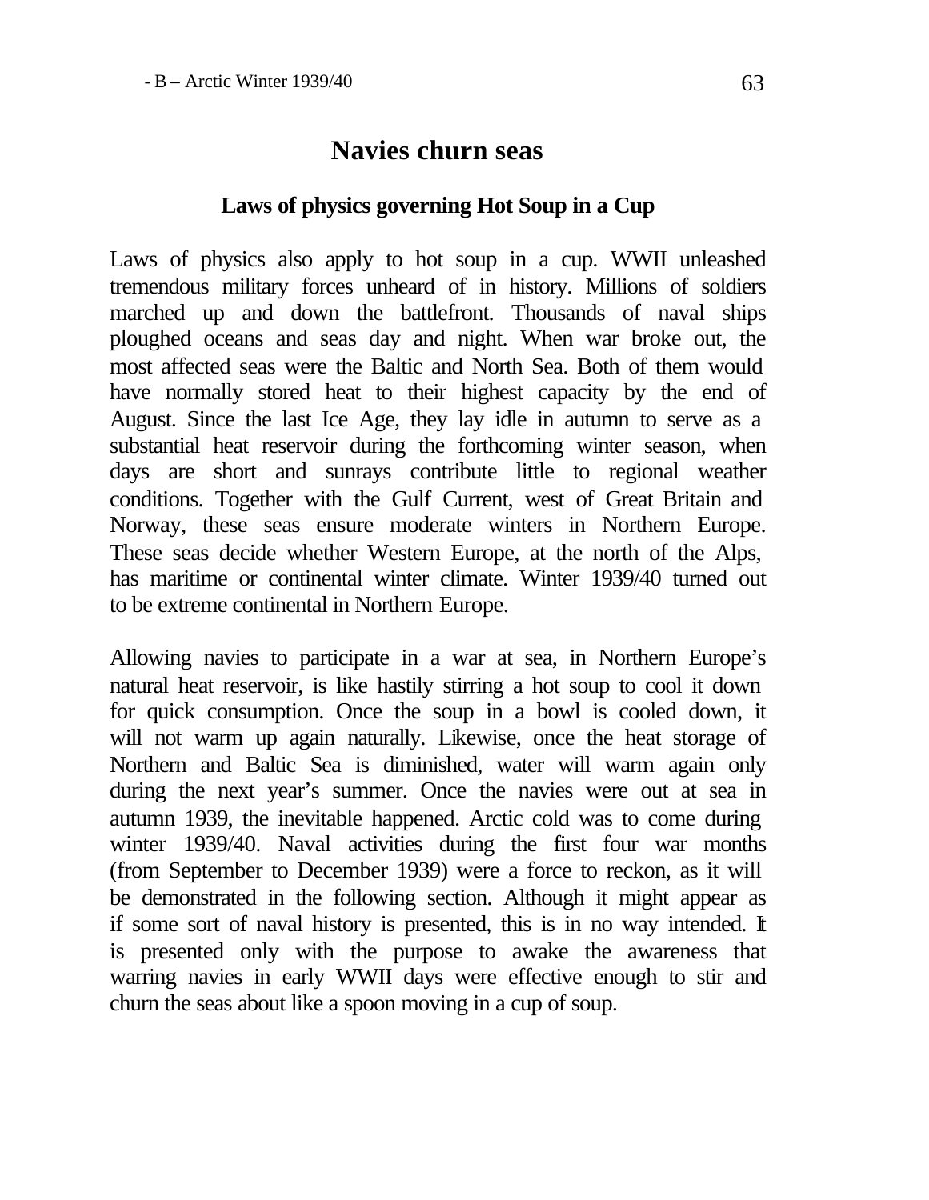## Navies churn seas

### Laws of physics governing Hot Soup in a Cup

Laws of physics also apply to hot soup in a cup. WWII unleashed tremendous military forces unheard of in history. Millions of soldiers marched up and down the battlefront. Thousands of naval ships ploughed oceans and seas day and night. When war broke out, the most affected seas were the Baltic and North Sea. Both of them would have normally stored heat to their highest capacity by the end of August. Since the last Ice Age, they lay idle in autumn to serve as a substantial heat reservoir during the forthcoming winter season, when days are short and sunrays contribute little to regional weather conditions. Together with the Gulf Current, west of Great Britain and Norway, these seas ensure moderate winters in Northern Europe. These seas decide whether Western Europe, at the north of the Alps, has maritime or continental winter climate. Winter 1939/40 turned out to be extreme continental in Northern Europe.

Allowing navies to participate in a war at sea, in Northern Europe's natural heat reservoir, is like hastily stirring a hot soup to cool it down for quick consumption. Once the soup in a bowl is cooled down, it will not warm up again naturally. Likewise, once the heat storage of Northern and Baltic Sea is diminished, water will warm again only during the next year's summer. Once the navies were out at sea in autumn 1939, the inevitable happened. Arctic cold was to come during winter 1939/40. Naval activities during the first four war months (from September to December 1939) were a force to reckon, as it will be demonstrated in the following section. Although it might appear as if some sort of naval history is presented, this is in no way intended. It is presented only with the purpose to awake the awareness that warring navies in early WWII days were effective enough to stir and churn the seas about like a spoon moving in a cup of soup.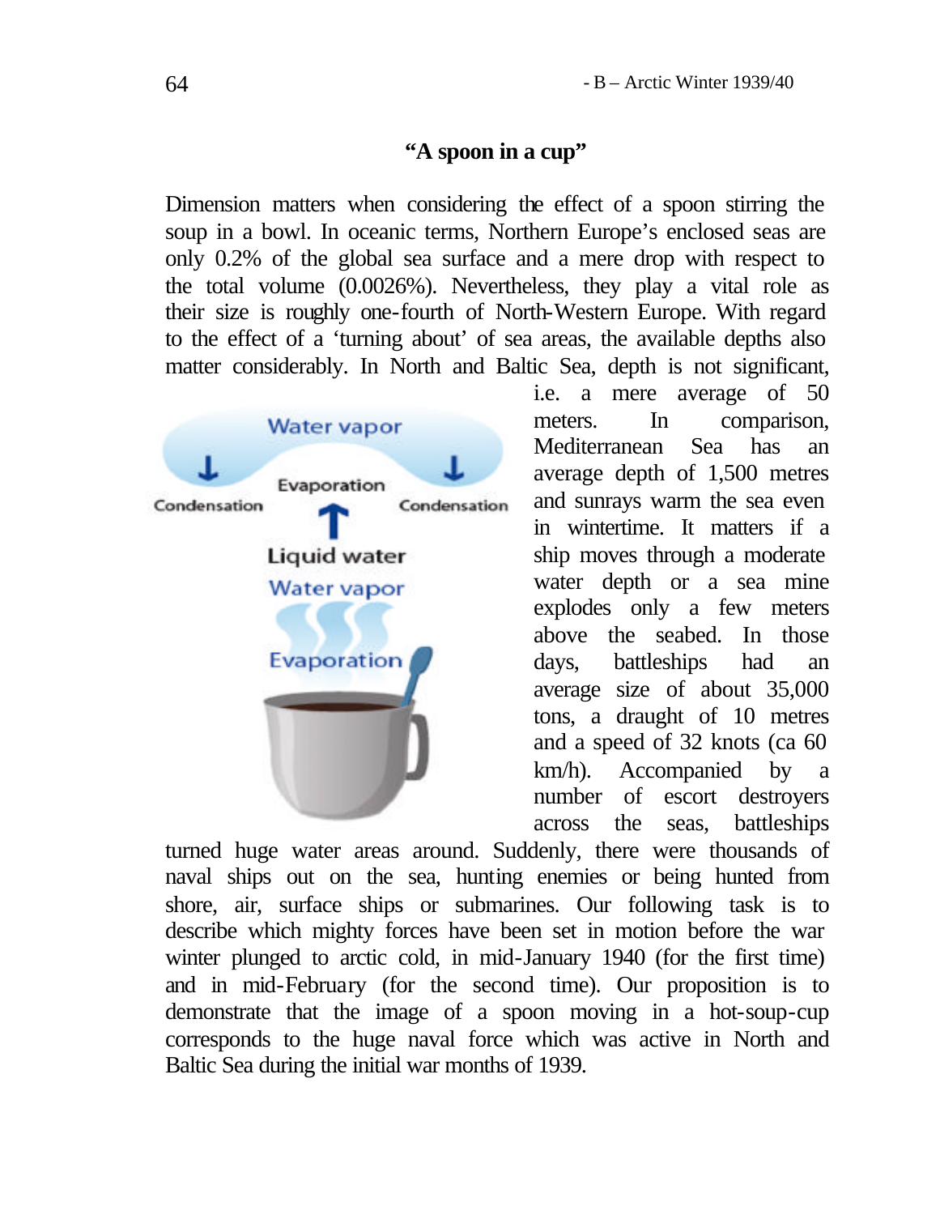## "A spoon in a cup"

Dimension matters when considering the effect of a spoon stirring the soup in a bowl. In oceanic terms, Northern Europe's enclosed seas are only 0.2% of the global sea surface and a mere drop with respect to the total volume (0.0026%). Nevertheless, they play a vital role as their size is roughly one-fourth of North-Western Europe. With regard to the effect of a 'turning about' of sea areas, the available depths also matter considerably. In North and Baltic Sea, depth is not significant, i.e. a mere average of 50 meters. In comparison, Mediterranean Sea has an average depth of 1,500 metres and sunrays warm the sea even in wintertime. It matters if a ship moves through a moderate water depth or a sea mine explodes only a few meters above the seabed. In those days, battleships had an average size of about 35,000 tons, a draught of 10 metres and a speed of 32 knots (ca 60 km/h). Accompanied by a number of escort destroyers across the seas, battleships turned huge water areas around. Suddenly, there were thousands of naval ships out on the sea, hunting enemies or being hunted from shore, air, surface ships or submarines. Our following task is to describe which mighty forces have been set in motion before the war winter plunged to arctic cold, in mid-January 1940 (for the first time) and in mid-February (for the second time). Our proposition is to demonstrate that the image of a spoon moving in a hot-soup-cup corresponds to the huge naval force which was active in North and Baltic Sea during the initial war months of 1939.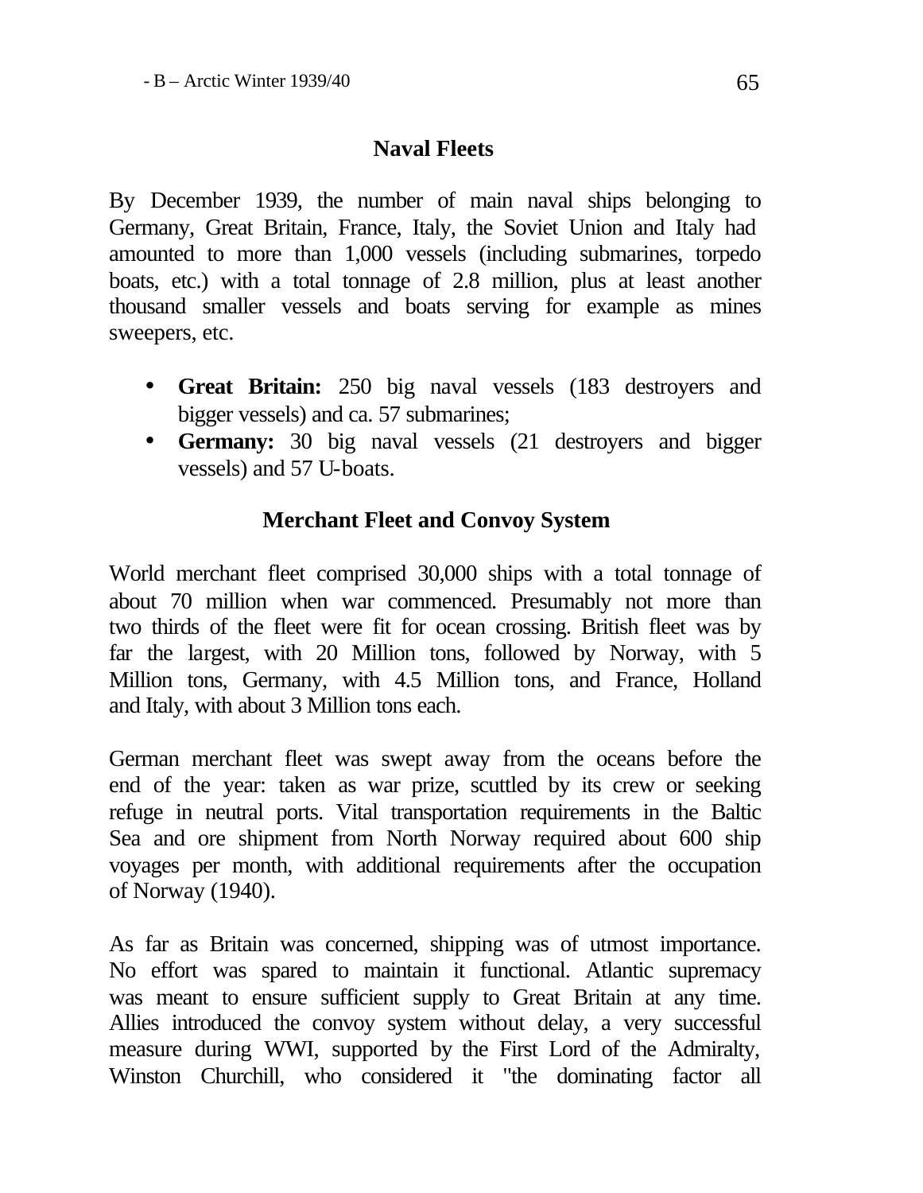## Naval Fleets

By December 1939, the number of main naval ships belonging to Germany, Great Britain, France, Italy, the Soviet Union and Italy had amounted to more than 1,000 vessels (including submarines, torpedo boats, etc.) with a total tonnage of 2.8 million, plus at least another thousand smaller vessels and boats serving for example as mines sweepers, etc.

- **Great Britain:** 250 big naval vessels (183 destroyers and bigger vessels) and ca. 57 submarines;
- **Germany:** 30 big naval vessels (21 destroyers and bigger vessels) and 57 U-boats.

## Merchant Fleet and Convoy System

World merchant fleet comprised 30,000 ships with a total tonnage of about 70 million when war commenced. Presumably not more than two thirds of the fleet were fit for ocean crossing. British fleet was by far the largest, with 20 Million tons, followed by Norway, with 5 Million tons, Germany, with 4.5 Million tons, and France, Holland and Italy, with about 3 Million tons each.

German merchant fleet was swept away from the oceans before the end of the year: taken as war prize, scuttled by its crew or seeking refuge in neutral ports. Vital transportation requirements in the Baltic Sea and ore shipment from North Norway required about 600 ship voyages per month, with additional requirements after the occupation of Norway (1940).

As far as Britain was concerned, shipping was of utmost importance. No effort was spared to maintain it functional. Atlantic supremacy was meant to ensure sufficient supply to Great Britain at any time. Allies introduced the convoy system without delay, a very successful measure during WWI, supported by the First Lord of the Admiralty, Winston Churchill, who considered it "the dominating factor all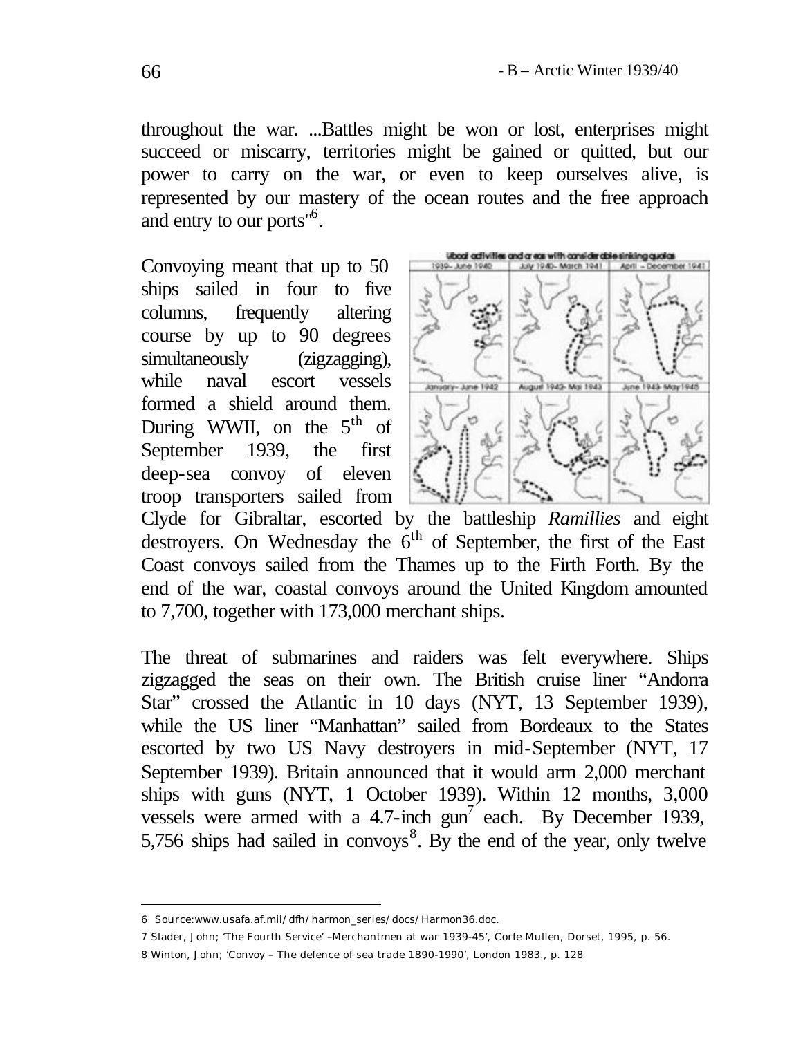throughout the war. ...Battles might be won or lost, enterprises might succeed or miscarry, territories might be gained or quitted, but our power to carry on the war, or even to keep ourselves alive, is represented by our mastery of the ocean routes and the free approach and entry to our ports"[6].

Convoying meant that up to 50 ships sailed in four to five columns, frequently altering course by up to 90 degrees simultaneously (zigzagging), while naval escort vessels formed a shield around them. During WWII, on the 5th of September 1939, the first deep-sea convoy of eleven troop transporters sailed from Clyde for Gibraltar, escorted by the battleship *Ramillies* and eight destroyers. On Wednesday the 6th of September, the first of the East Coast convoys sailed from the Thames up to the Firth Forth. By the end of the war, coastal convoys around the United Kingdom amounted to 7,700, together with 173,000 merchant ships.

The threat of submarines and raiders was felt everywhere. Ships zigzagged the seas on their own. The British cruise liner "Andorra Star" crossed the Atlantic in 10 days (NYT, 13 September 1939), while the US liner "Manhattan" sailed from Bordeaux to the States escorted by two US Navy destroyers in mid-September (NYT, 17 September 1939). Britain announced that it would arm 2,000 merchant ships with guns (NYT, 1 October 1939). Within 12 months, 3,000 vessels were armed with a 4.7-inch gun[7] each. By December 1939, 5,756 ships had sailed in convoys[8]. By the end of the year, only twelve

---

6 Source:www.usafa.af.mil/dfh/harmon_series/docs/Harmon36.doc.

7 Slader, John; 'The Fourth Service' –Merchantmen at war 1939-45', Corfe Mullen, Dorset, 1995, p. 56.

8 Winton, John; 'Convoy – The defence of sea trade 1890-1990', London 1983., p. 128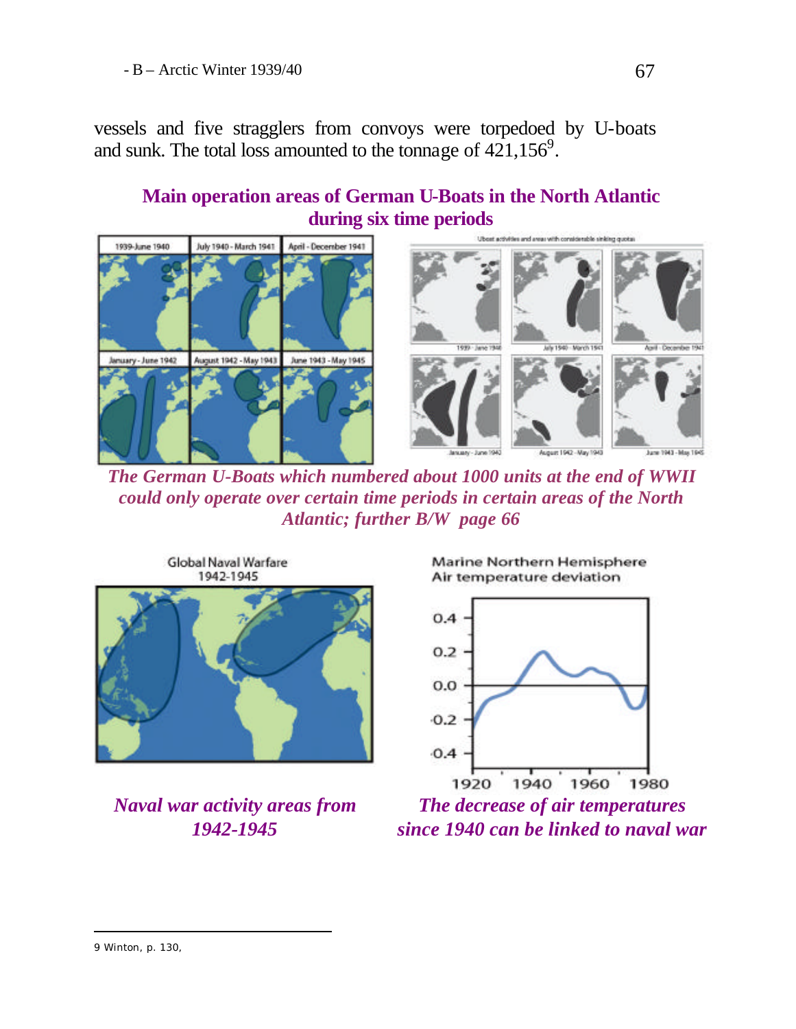vessels and five stragglers from convoys were torpedoed by U-boats and sunk. The total loss amounted to the tonnage of 421,156[9].

**Main operation areas of German U-Boats in the North Atlantic during six time periods**

*The German U-Boats which numbered about 1000 units at the end of WWII could only operate over certain time periods in certain areas of the North Atlantic; further B/W page 66*

*Naval war activity areas from 1942-1945*

*The decrease of air temperatures since 1940 can be linked to naval war*

---

9 Winton, p. 130,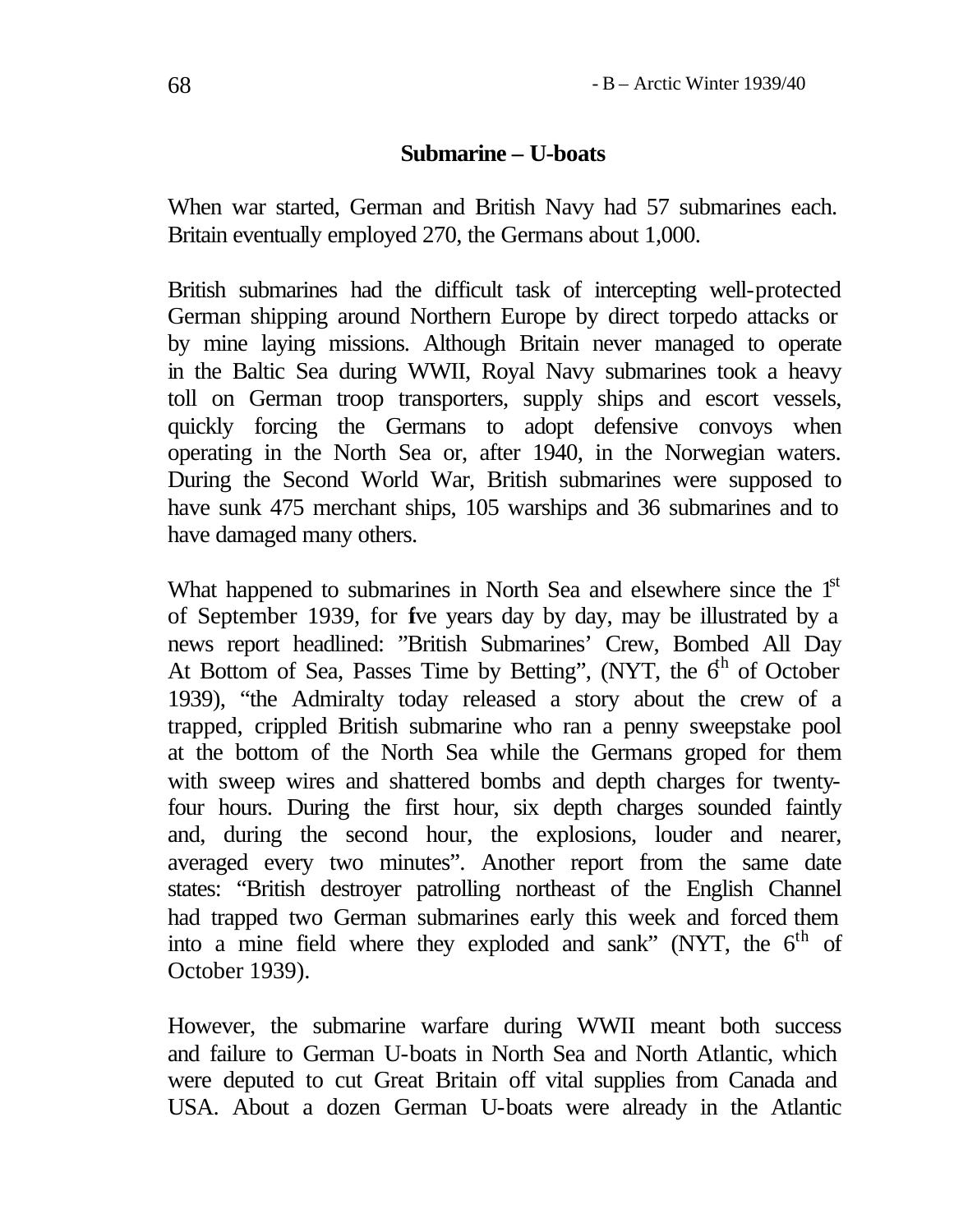## Submarine – U-boats

When war started, German and British Navy had 57 submarines each. Britain eventually employed 270, the Germans about 1,000.

British submarines had the difficult task of intercepting well-protected German shipping around Northern Europe by direct torpedo attacks or by mine laying missions. Although Britain never managed to operate in the Baltic Sea during WWII, Royal Navy submarines took a heavy toll on German troop transporters, supply ships and escort vessels, quickly forcing the Germans to adopt defensive convoys when operating in the North Sea or, after 1940, in the Norwegian waters. During the Second World War, British submarines were supposed to have sunk 475 merchant ships, 105 warships and 36 submarines and to have damaged many others.

What happened to submarines in North Sea and elsewhere since the 1st of September 1939, for five years day by day, may be illustrated by a news report headlined: "British Submarines' Crew, Bombed All Day At Bottom of Sea, Passes Time by Betting", (NYT, the 6th of October 1939), "the Admiralty today released a story about the crew of a trapped, crippled British submarine who ran a penny sweepstake pool at the bottom of the North Sea while the Germans groped for them with sweep wires and shattered bombs and depth charges for twenty-four hours. During the first hour, six depth charges sounded faintly and, during the second hour, the explosions, louder and nearer, averaged every two minutes". Another report from the same date states: "British destroyer patrolling northeast of the English Channel had trapped two German submarines early this week and forced them into a mine field where they exploded and sank" (NYT, the 6th of October 1939).

However, the submarine warfare during WWII meant both success and failure to German U-boats in North Sea and North Atlantic, which were deputed to cut Great Britain off vital supplies from Canada and USA. About a dozen German U-boats were already in the Atlantic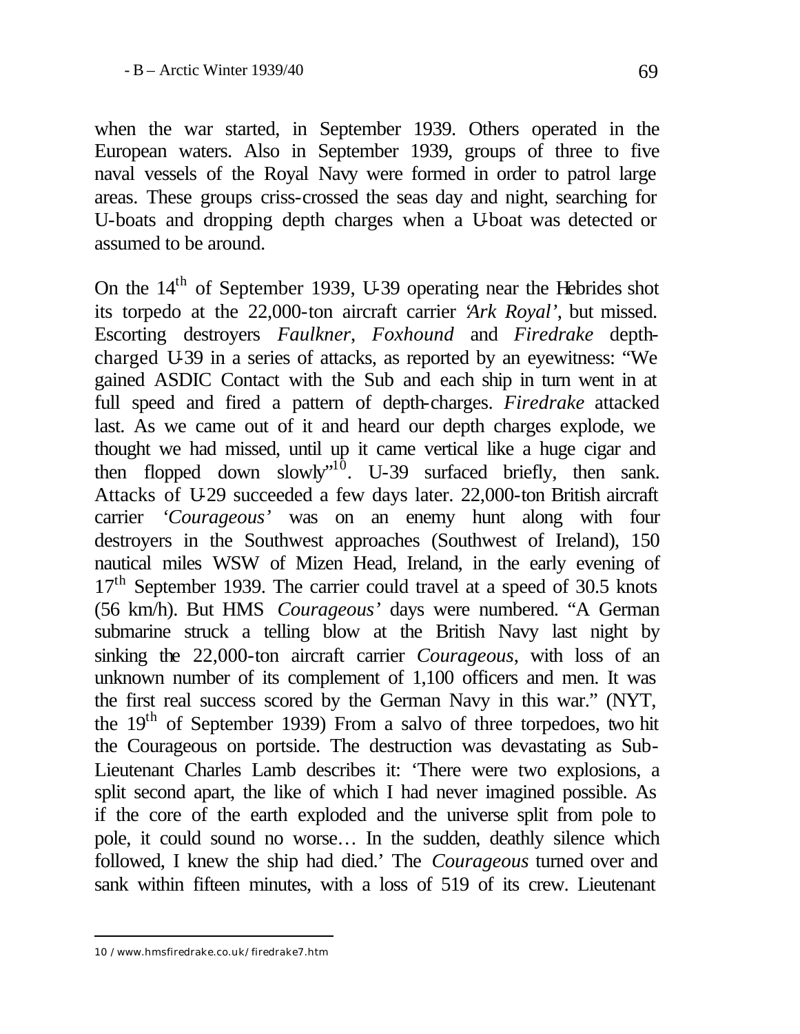when the war started, in September 1939. Others operated in the European waters. Also in September 1939, groups of three to five naval vessels of the Royal Navy were formed in order to patrol large areas. These groups criss-crossed the seas day and night, searching for U-boats and dropping depth charges when a U-boat was detected or assumed to be around.

On the 14th of September 1939, U-39 operating near the Hebrides shot its torpedo at the 22,000-ton aircraft carrier *'Ark Royal'*, but missed. Escorting destroyers *Faulkner, Foxhound* and *Firedrake* depth-charged U-39 in a series of attacks, as reported by an eyewitness: "We gained ASDIC Contact with the Sub and each ship in turn went in at full speed and fired a pattern of depth-charges. *Firedrake* attacked last. As we came out of it and heard our depth charges explode, we thought we had missed, until up it came vertical like a huge cigar and then flopped down slowly"[10]. U-39 surfaced briefly, then sank. Attacks of U-29 succeeded a few days later. 22,000-ton British aircraft carrier *'Courageous'* was on an enemy hunt along with four destroyers in the Southwest approaches (Southwest of Ireland), 150 nautical miles WSW of Mizen Head, Ireland, in the early evening of 17th September 1939. The carrier could travel at a speed of 30.5 knots (56 km/h). But HMS *Courageous'* days were numbered. "A German submarine struck a telling blow at the British Navy last night by sinking the 22,000-ton aircraft carrier *Courageous*, with loss of an unknown number of its complement of 1,100 officers and men. It was the first real success scored by the German Navy in this war." (NYT, the 19th of September 1939) From a salvo of three torpedoes, two hit the Courageous on portside. The destruction was devastating as Sub-Lieutenant Charles Lamb describes it: 'There were two explosions, a split second apart, the like of which I had never imagined possible. As if the core of the earth exploded and the universe split from pole to pole, it could sound no worse… In the sudden, deathly silence which followed, I knew the ship had died.' The *Courageous* turned over and sank within fifteen minutes, with a loss of 519 of its crew. Lieutenant

---

10 / www.hmsfiredrake.co.uk/firedrake7.htm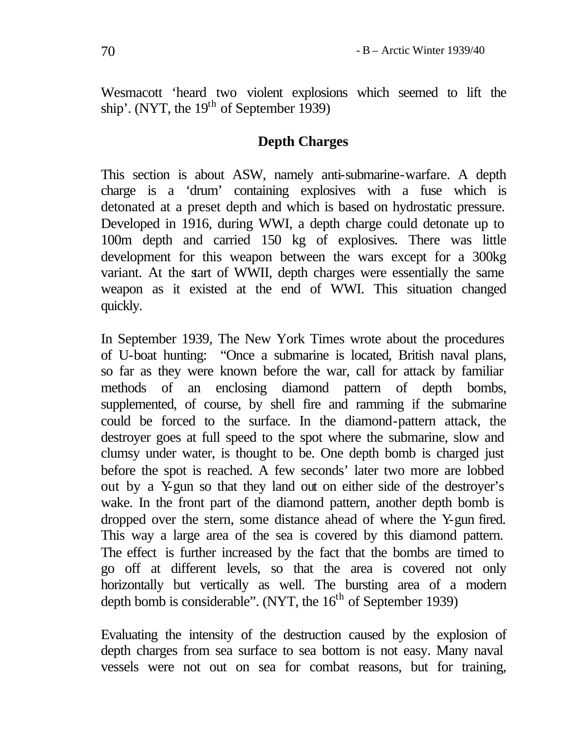Wesmacott 'heard two violent explosions which seemed to lift the ship'. (NYT, the 19th of September 1939)

## Depth Charges

This section is about ASW, namely anti-submarine-warfare. A depth charge is a 'drum' containing explosives with a fuse which is detonated at a preset depth and which is based on hydrostatic pressure. Developed in 1916, during WWI, a depth charge could detonate up to 100m depth and carried 150 kg of explosives. There was little development for this weapon between the wars except for a 300kg variant. At the start of WWII, depth charges were essentially the same weapon as it existed at the end of WWI. This situation changed quickly.

In September 1939, The New York Times wrote about the procedures of U-boat hunting: "Once a submarine is located, British naval plans, so far as they were known before the war, call for attack by familiar methods of an enclosing diamond pattern of depth bombs, supplemented, of course, by shell fire and ramming if the submarine could be forced to the surface. In the diamond-pattern attack, the destroyer goes at full speed to the spot where the submarine, slow and clumsy under water, is thought to be. One depth bomb is charged just before the spot is reached. A few seconds' later two more are lobbed out by a Y-gun so that they land out on either side of the destroyer's wake. In the front part of the diamond pattern, another depth bomb is dropped over the stern, some distance ahead of where the Y-gun fired. This way a large area of the sea is covered by this diamond pattern. The effect is further increased by the fact that the bombs are timed to go off at different levels, so that the area is covered not only horizontally but vertically as well. The bursting area of a modern depth bomb is considerable". (NYT, the 16th of September 1939)

Evaluating the intensity of the destruction caused by the explosion of depth charges from sea surface to sea bottom is not easy. Many naval vessels were not out on sea for combat reasons, but for training,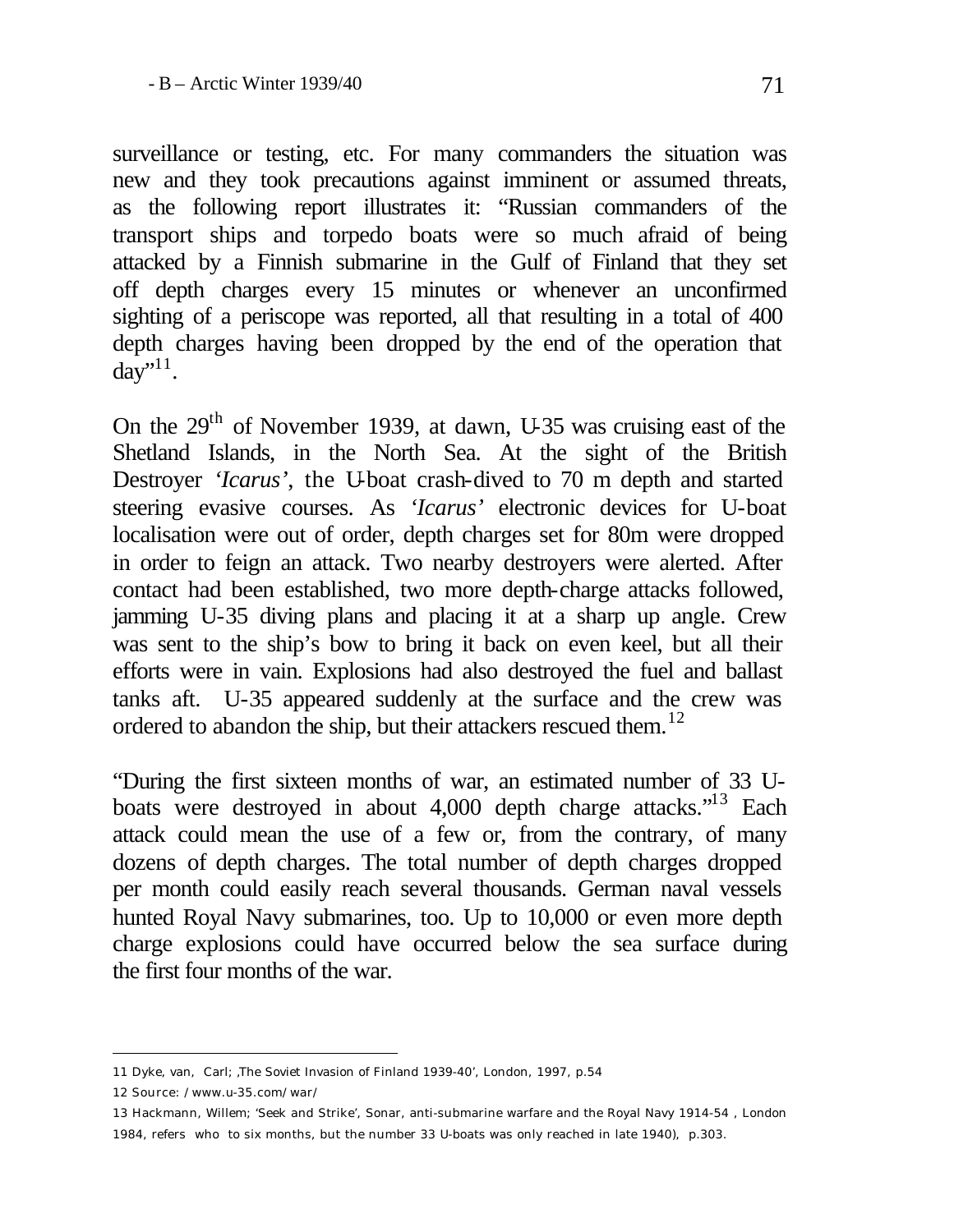surveillance or testing, etc. For many commanders the situation was new and they took precautions against imminent or assumed threats, as the following report illustrates it: "Russian commanders of the transport ships and torpedo boats were so much afraid of being attacked by a Finnish submarine in the Gulf of Finland that they set off depth charges every 15 minutes or whenever an unconfirmed sighting of a periscope was reported, all that resulting in a total of 400 depth charges having been dropped by the end of the operation that day"[11].

On the 29th of November 1939, at dawn, U-35 was cruising east of the Shetland Islands, in the North Sea. At the sight of the British Destroyer *'Icarus'*, the U-boat crash-dived to 70 m depth and started steering evasive courses. As *'Icarus'* electronic devices for U-boat localisation were out of order, depth charges set for 80m were dropped in order to feign an attack. Two nearby destroyers were alerted. After contact had been established, two more depth-charge attacks followed, jamming U-35 diving plans and placing it at a sharp up angle. Crew was sent to the ship's bow to bring it back on even keel, but all their efforts were in vain. Explosions had also destroyed the fuel and ballast tanks aft. U-35 appeared suddenly at the surface and the crew was ordered to abandon the ship, but their attackers rescued them.[12]

"During the first sixteen months of war, an estimated number of 33 U-boats were destroyed in about 4,000 depth charge attacks."[13] Each attack could mean the use of a few or, from the contrary, of many dozens of depth charges. The total number of depth charges dropped per month could easily reach several thousands. German naval vessels hunted Royal Navy submarines, too. Up to 10,000 or even more depth charge explosions could have occurred below the sea surface during the first four months of the war.

---

11 Dyke, van, Carl; ,The Soviet Invasion of Finland 1939-40', London, 1997, p.54

12 Source: /www.u-35.com/war/

13 Hackmann, Willem; 'Seek and Strike', Sonar, anti-submarine warfare and the Royal Navy 1914-54 , London 1984, refers who to six months, but the number 33 U-boats was only reached in late 1940), p.303.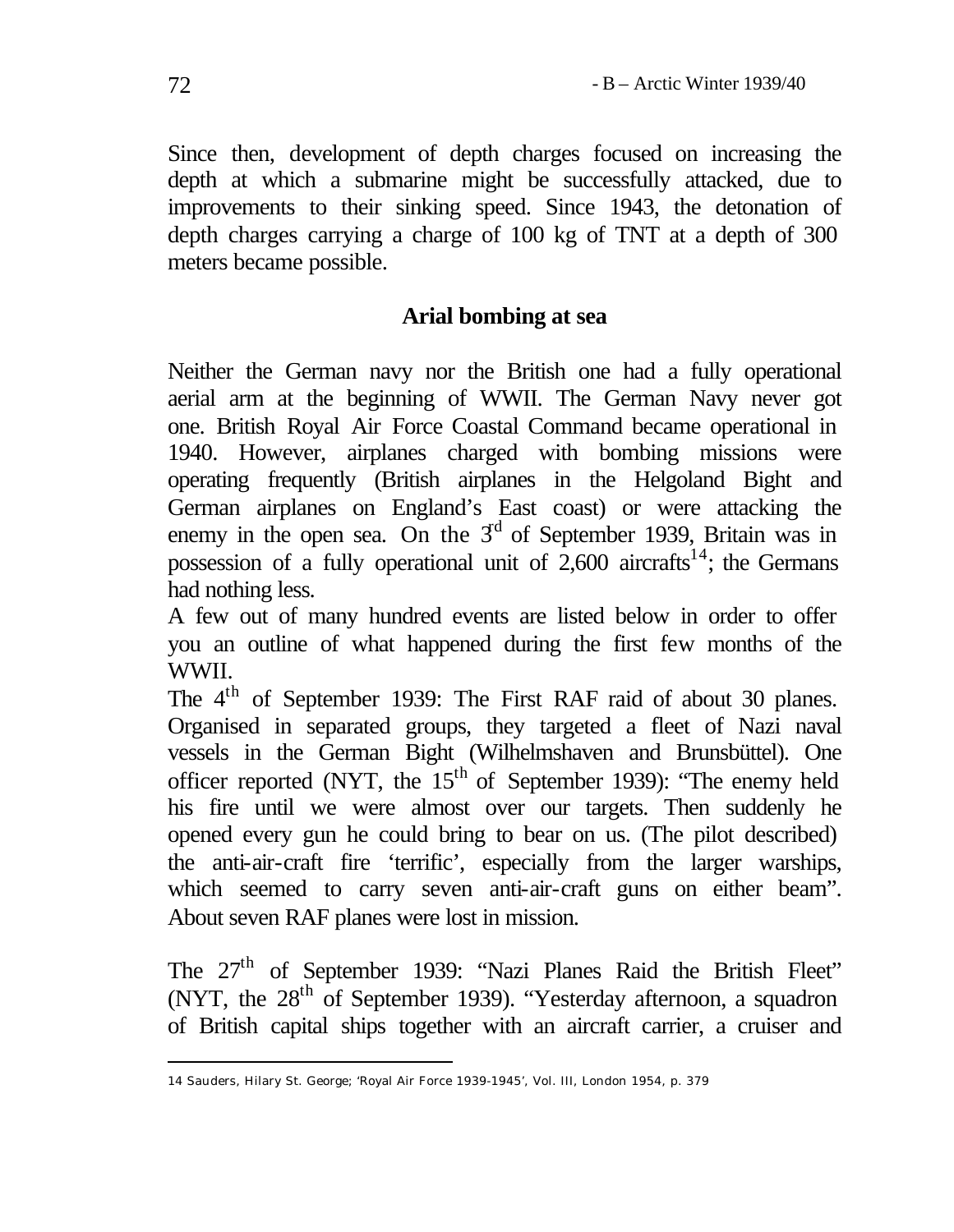Since then, development of depth charges focused on increasing the depth at which a submarine might be successfully attacked, due to improvements to their sinking speed. Since 1943, the detonation of depth charges carrying a charge of 100 kg of TNT at a depth of 300 meters became possible.

## Arial bombing at sea

Neither the German navy nor the British one had a fully operational aerial arm at the beginning of WWII. The German Navy never got one. British Royal Air Force Coastal Command became operational in 1940. However, airplanes charged with bombing missions were operating frequently (British airplanes in the Helgoland Bight and German airplanes on England's East coast) or were attacking the enemy in the open sea. On the 3rd of September 1939, Britain was in possession of a fully operational unit of 2,600 aircrafts[14]; the Germans had nothing less.

A few out of many hundred events are listed below in order to offer you an outline of what happened during the first few months of the WWII.

The 4th of September 1939: The First RAF raid of about 30 planes. Organised in separated groups, they targeted a fleet of Nazi naval vessels in the German Bight (Wilhelmshaven and Brunsbüttel). One officer reported (NYT, the 15th of September 1939): "The enemy held his fire until we were almost over our targets. Then suddenly he opened every gun he could bring to bear on us. (The pilot described) the anti-air-craft fire 'terrific', especially from the larger warships, which seemed to carry seven anti-air-craft guns on either beam". About seven RAF planes were lost in mission.

The 27th of September 1939: "Nazi Planes Raid the British Fleet" (NYT, the 28th of September 1939). "Yesterday afternoon, a squadron of British capital ships together with an aircraft carrier, a cruiser and

---

14 Sauders, Hilary St. George; 'Royal Air Force 1939-1945', Vol. III, London 1954, p. 379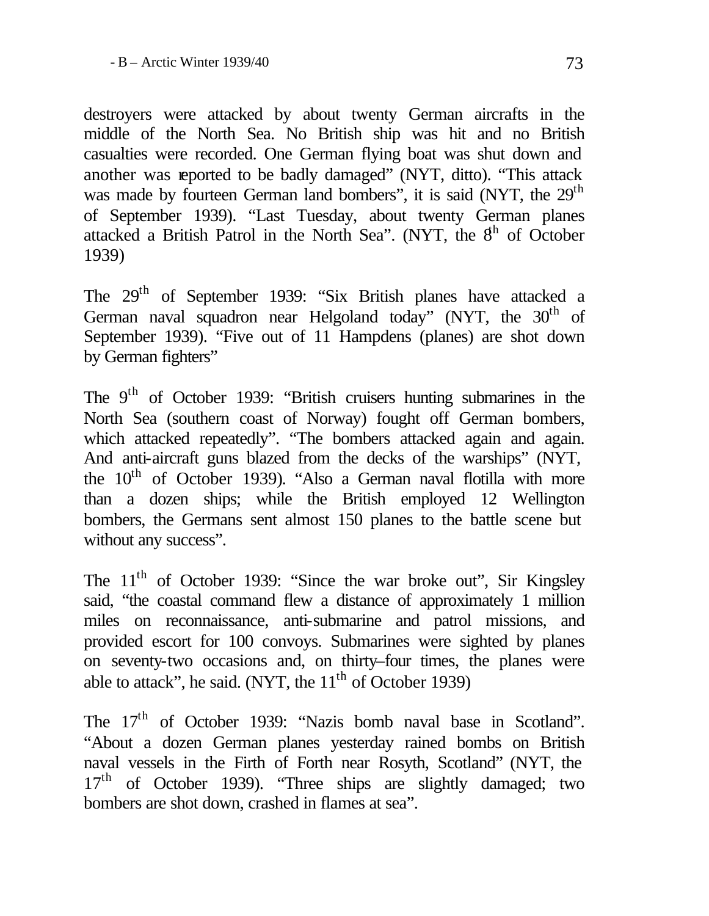destroyers were attacked by about twenty German aircrafts in the middle of the North Sea. No British ship was hit and no British casualties were recorded. One German flying boat was shut down and another was reported to be badly damaged" (NYT, ditto). "This attack was made by fourteen German land bombers", it is said (NYT, the 29th of September 1939). "Last Tuesday, about twenty German planes attacked a British Patrol in the North Sea". (NYT, the 8th of October 1939)

The 29th of September 1939: "Six British planes have attacked a German naval squadron near Helgoland today" (NYT, the 30th of September 1939). "Five out of 11 Hampdens (planes) are shot down by German fighters"

The 9th of October 1939: "British cruisers hunting submarines in the North Sea (southern coast of Norway) fought off German bombers, which attacked repeatedly". "The bombers attacked again and again. And anti-aircraft guns blazed from the decks of the warships" (NYT, the 10th of October 1939). "Also a German naval flotilla with more than a dozen ships; while the British employed 12 Wellington bombers, the Germans sent almost 150 planes to the battle scene but without any success".

The 11th of October 1939: "Since the war broke out", Sir Kingsley said, "the coastal command flew a distance of approximately 1 million miles on reconnaissance, anti-submarine and patrol missions, and provided escort for 100 convoys. Submarines were sighted by planes on seventy-two occasions and, on thirty–four times, the planes were able to attack", he said. (NYT, the 11th of October 1939)

The 17th of October 1939: "Nazis bomb naval base in Scotland". "About a dozen German planes yesterday rained bombs on British naval vessels in the Firth of Forth near Rosyth, Scotland" (NYT, the 17th of October 1939). "Three ships are slightly damaged; two bombers are shot down, crashed in flames at sea".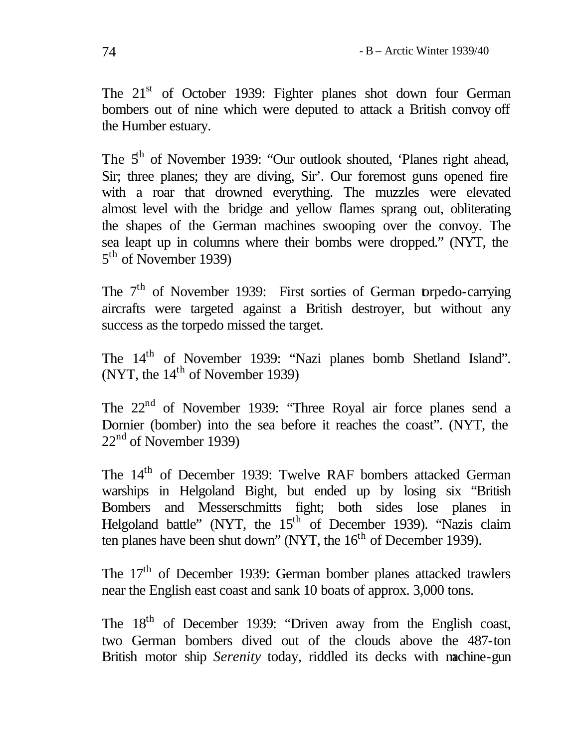The 21st of October 1939: Fighter planes shot down four German bombers out of nine which were deputed to attack a British convoy off the Humber estuary.

The 5th of November 1939: "Our outlook shouted, 'Planes right ahead, Sir; three planes; they are diving, Sir'. Our foremost guns opened fire with a roar that drowned everything. The muzzles were elevated almost level with the bridge and yellow flames sprang out, obliterating the shapes of the German machines swooping over the convoy. The sea leapt up in columns where their bombs were dropped." (NYT, the 5th of November 1939)

The 7th of November 1939: First sorties of German torpedo-carrying aircrafts were targeted against a British destroyer, but without any success as the torpedo missed the target.

The 14th of November 1939: "Nazi planes bomb Shetland Island". (NYT, the 14th of November 1939)

The 22nd of November 1939: "Three Royal air force planes send a Dornier (bomber) into the sea before it reaches the coast". (NYT, the 22nd of November 1939)

The 14th of December 1939: Twelve RAF bombers attacked German warships in Helgoland Bight, but ended up by losing six "British Bombers and Messerschmitts fight; both sides lose planes in Helgoland battle" (NYT, the 15th of December 1939). "Nazis claim ten planes have been shut down" (NYT, the 16th of December 1939).

The 17th of December 1939: German bomber planes attacked trawlers near the English east coast and sank 10 boats of approx. 3,000 tons.

The 18th of December 1939: "Driven away from the English coast, two German bombers dived out of the clouds above the 487-ton British motor ship *Serenity* today, riddled its decks with machine-gun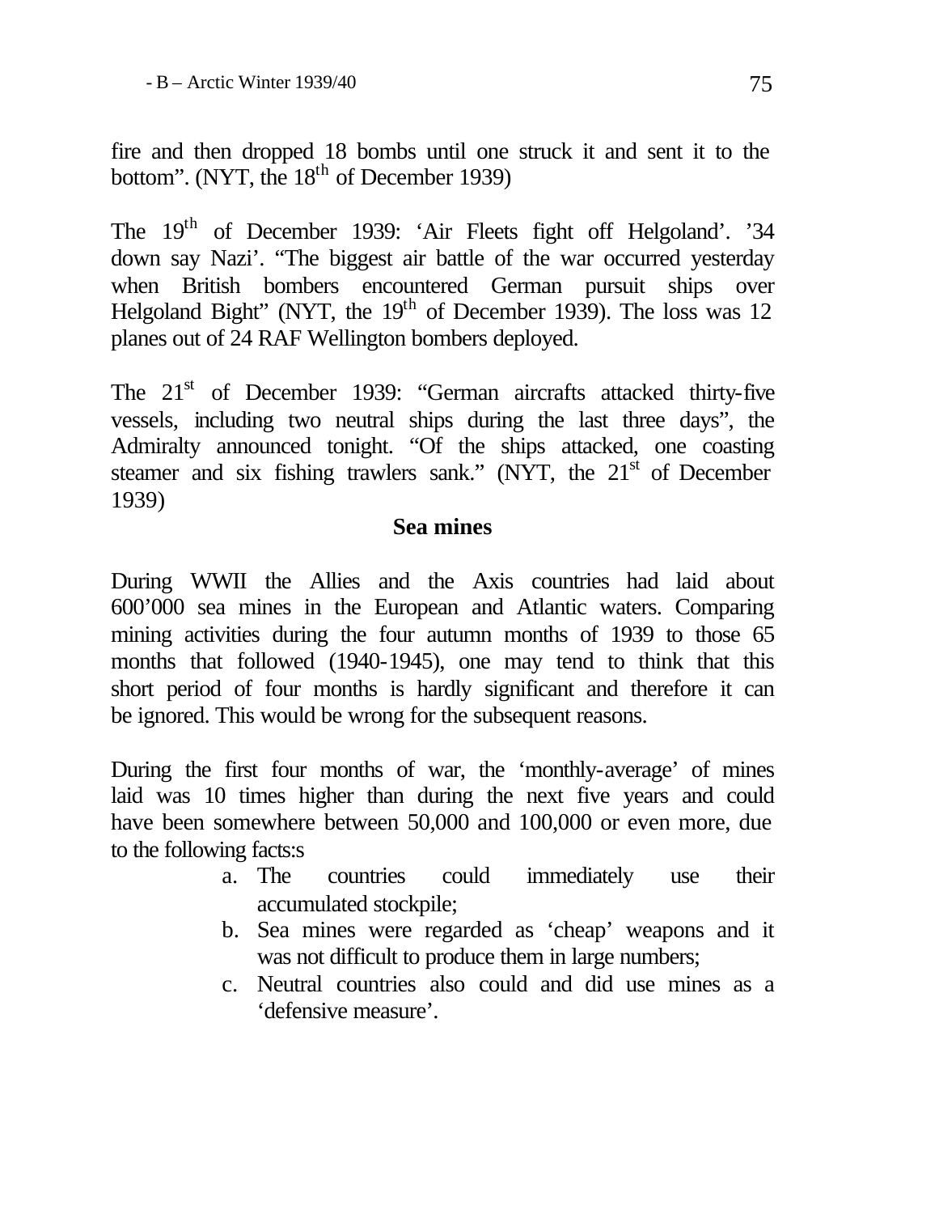fire and then dropped 18 bombs until one struck it and sent it to the bottom". (NYT, the 18th of December 1939)

The 19th of December 1939: 'Air Fleets fight off Helgoland'. '34 down say Nazi'. "The biggest air battle of the war occurred yesterday when British bombers encountered German pursuit ships over Helgoland Bight" (NYT, the 19th of December 1939). The loss was 12 planes out of 24 RAF Wellington bombers deployed.

The 21st of December 1939: "German aircrafts attacked thirty-five vessels, including two neutral ships during the last three days", the Admiralty announced tonight. "Of the ships attacked, one coasting steamer and six fishing trawlers sank." (NYT, the 21st of December 1939)

## Sea mines

During WWII the Allies and the Axis countries had laid about 600'000 sea mines in the European and Atlantic waters. Comparing mining activities during the four autumn months of 1939 to those 65 months that followed (1940-1945), one may tend to think that this short period of four months is hardly significant and therefore it can be ignored. This would be wrong for the subsequent reasons.

During the first four months of war, the 'monthly-average' of mines laid was 10 times higher than during the next five years and could have been somewhere between 50,000 and 100,000 or even more, due to the following facts:s

a. The countries could immediately use their accumulated stockpile;
b. Sea mines were regarded as 'cheap' weapons and it was not difficult to produce them in large numbers;
c. Neutral countries also could and did use mines as a 'defensive measure'.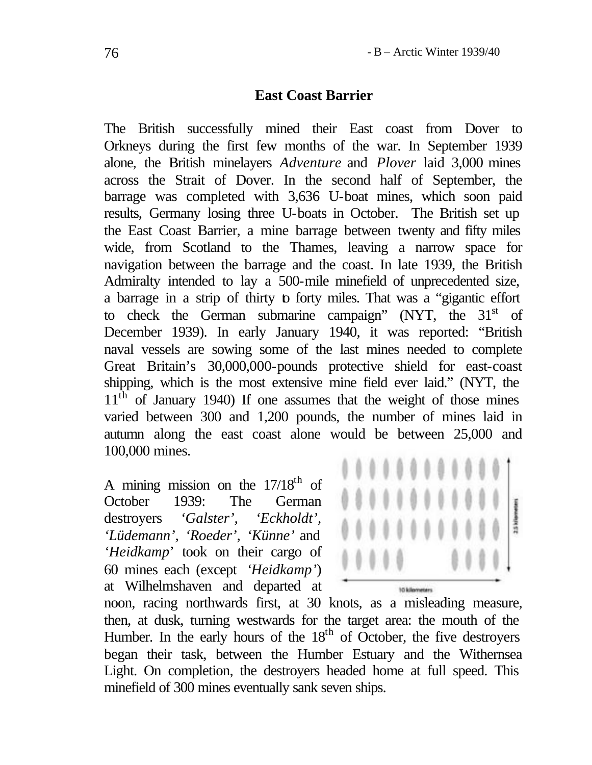## East Coast Barrier

The British successfully mined their East coast from Dover to Orkneys during the first few months of the war. In September 1939 alone, the British minelayers *Adventure* and *Plover* laid 3,000 mines across the Strait of Dover. In the second half of September, the barrage was completed with 3,636 U-boat mines, which soon paid results, Germany losing three U-boats in October. The British set up the East Coast Barrier, a mine barrage between twenty and fifty miles wide, from Scotland to the Thames, leaving a narrow space for navigation between the barrage and the coast. In late 1939, the British Admiralty intended to lay a 500-mile minefield of unprecedented size, a barrage in a strip of thirty to forty miles. That was a "gigantic effort to check the German submarine campaign" (NYT, the 31st of December 1939). In early January 1940, it was reported: "British naval vessels are sowing some of the last mines needed to complete Great Britain's 30,000,000-pounds protective shield for east-coast shipping, which is the most extensive mine field ever laid." (NYT, the 11th of January 1940) If one assumes that the weight of those mines varied between 300 and 1,200 pounds, the number of mines laid in autumn along the east coast alone would be between 25,000 and 100,000 mines.

A mining mission on the 17/18th of October 1939: The German destroyers *'Galster'*, *'Eckholdt'*, *'Lüdemann'*, *'Roeder'*, *'Künne'* and *'Heidkamp'* took on their cargo of 60 mines each (except *'Heidkamp'*) at Wilhelmshaven and departed at noon, racing northwards first, at 30 knots, as a misleading measure, then, at dusk, turning westwards for the target area: the mouth of the Humber. In the early hours of the 18th of October, the five destroyers began their task, between the Humber Estuary and the Withernsea Light. On completion, the destroyers headed home at full speed. This minefield of 300 mines eventually sank seven ships.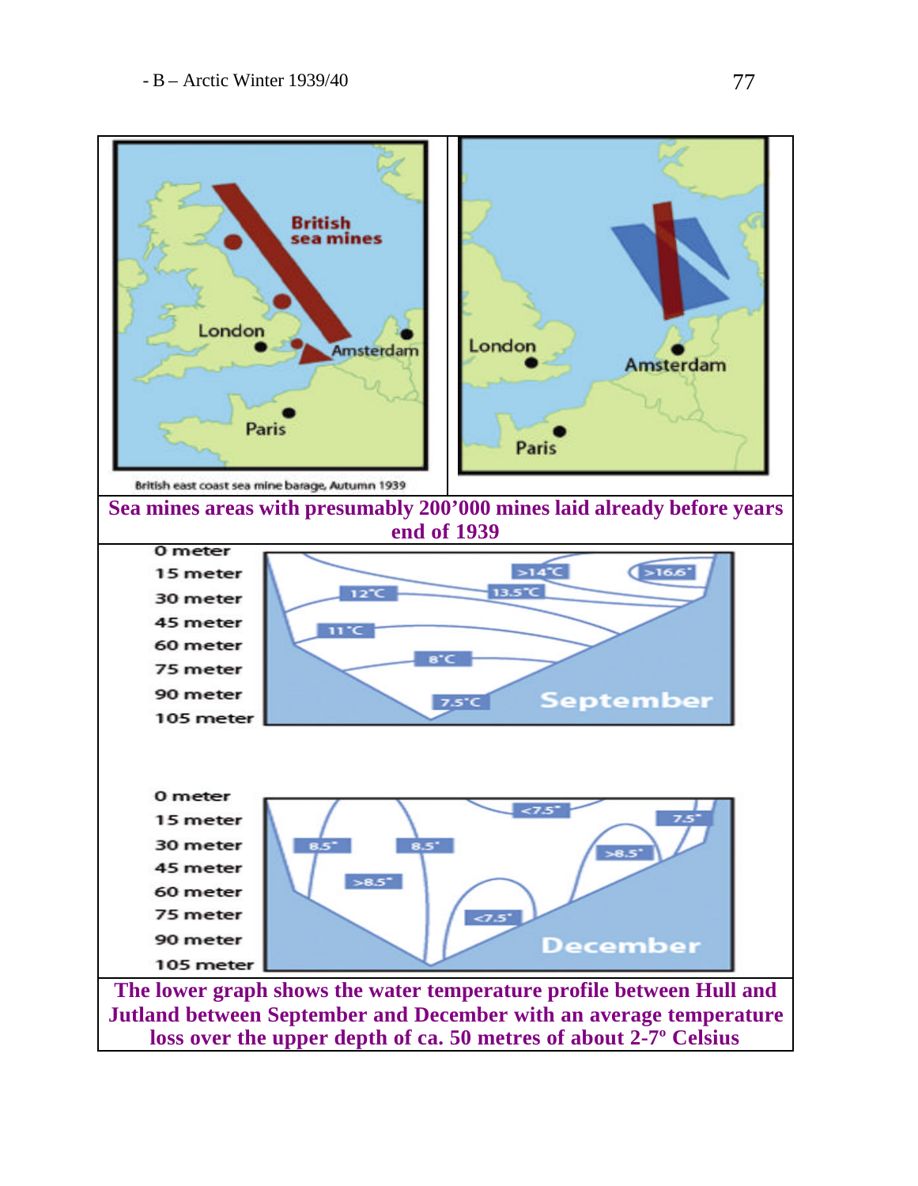British east coast sea mine barage, Autumn 1939

**Sea mines areas with presumably 200'000 mines laid already before years end of 1939**

**The lower graph shows the water temperature profile between Hull and Jutland between September and December with an average temperature loss over the upper depth of ca. 50 metres of about 2-7º Celsius**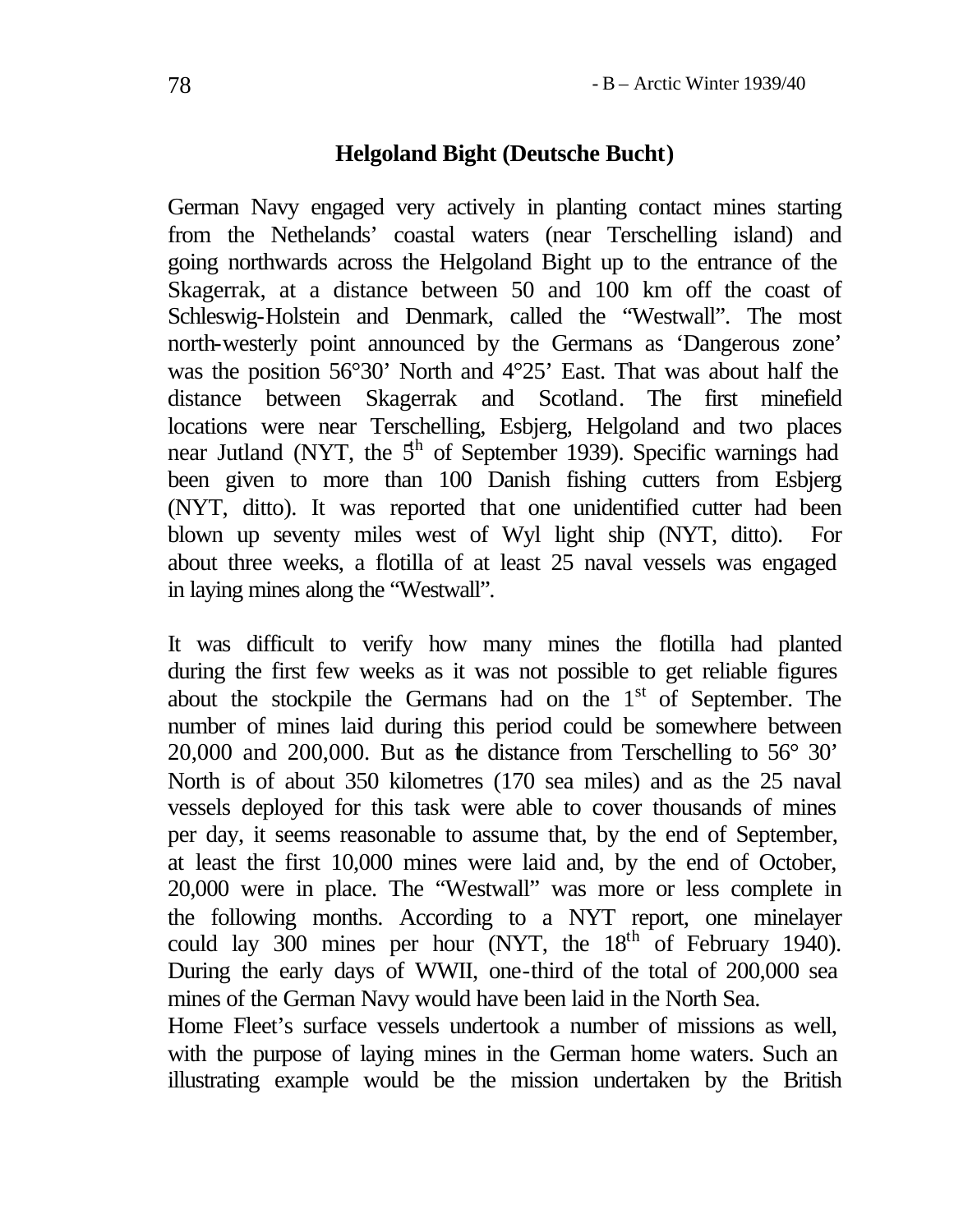## Helgoland Bight (Deutsche Bucht)

German Navy engaged very actively in planting contact mines starting from the Nethelands' coastal waters (near Terschelling island) and going northwards across the Helgoland Bight up to the entrance of the Skagerrak, at a distance between 50 and 100 km off the coast of Schleswig-Holstein and Denmark, called the "Westwall". The most north-westerly point announced by the Germans as 'Dangerous zone' was the position 56°30' North and 4°25' East. That was about half the distance between Skagerrak and Scotland. The first minefield locations were near Terschelling, Esbjerg, Helgoland and two places near Jutland (NYT, the 5th of September 1939). Specific warnings had been given to more than 100 Danish fishing cutters from Esbjerg (NYT, ditto). It was reported that one unidentified cutter had been blown up seventy miles west of Wyl light ship (NYT, ditto). For about three weeks, a flotilla of at least 25 naval vessels was engaged in laying mines along the "Westwall".

It was difficult to verify how many mines the flotilla had planted during the first few weeks as it was not possible to get reliable figures about the stockpile the Germans had on the 1st of September. The number of mines laid during this period could be somewhere between 20,000 and 200,000. But as the distance from Terschelling to 56° 30' North is of about 350 kilometres (170 sea miles) and as the 25 naval vessels deployed for this task were able to cover thousands of mines per day, it seems reasonable to assume that, by the end of September, at least the first 10,000 mines were laid and, by the end of October, 20,000 were in place. The "Westwall" was more or less complete in the following months. According to a NYT report, one minelayer could lay 300 mines per hour (NYT, the 18th of February 1940). During the early days of WWII, one-third of the total of 200,000 sea mines of the German Navy would have been laid in the North Sea.

Home Fleet's surface vessels undertook a number of missions as well, with the purpose of laying mines in the German home waters. Such an illustrating example would be the mission undertaken by the British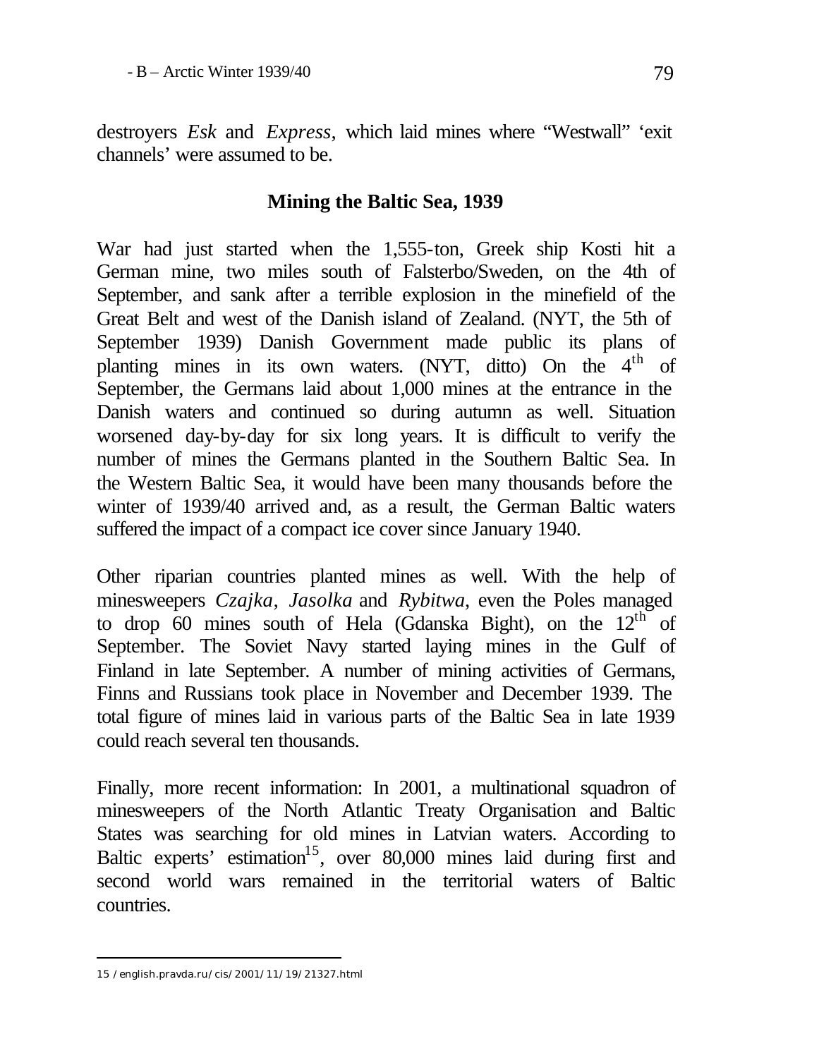destroyers *Esk* and *Express*, which laid mines where "Westwall" 'exit channels' were assumed to be.

## Mining the Baltic Sea, 1939

War had just started when the 1,555-ton, Greek ship Kosti hit a German mine, two miles south of Falsterbo/Sweden, on the 4th of September, and sank after a terrible explosion in the minefield of the Great Belt and west of the Danish island of Zealand. (NYT, the 5th of September 1939) Danish Government made public its plans of planting mines in its own waters. (NYT, ditto) On the 4th of September, the Germans laid about 1,000 mines at the entrance in the Danish waters and continued so during autumn as well. Situation worsened day-by-day for six long years. It is difficult to verify the number of mines the Germans planted in the Southern Baltic Sea. In the Western Baltic Sea, it would have been many thousands before the winter of 1939/40 arrived and, as a result, the German Baltic waters suffered the impact of a compact ice cover since January 1940.

Other riparian countries planted mines as well. With the help of minesweepers *Czajka*, *Jasolka* and *Rybitwa*, even the Poles managed to drop 60 mines south of Hela (Gdanska Bight), on the 12th of September. The Soviet Navy started laying mines in the Gulf of Finland in late September. A number of mining activities of Germans, Finns and Russians took place in November and December 1939. The total figure of mines laid in various parts of the Baltic Sea in late 1939 could reach several ten thousands.

Finally, more recent information: In 2001, a multinational squadron of minesweepers of the North Atlantic Treaty Organisation and Baltic States was searching for old mines in Latvian waters. According to Baltic experts' estimation[15], over 80,000 mines laid during first and second world wars remained in the territorial waters of Baltic countries.

---

15 /english.pravda.ru/cis/2001/11/19/21327.html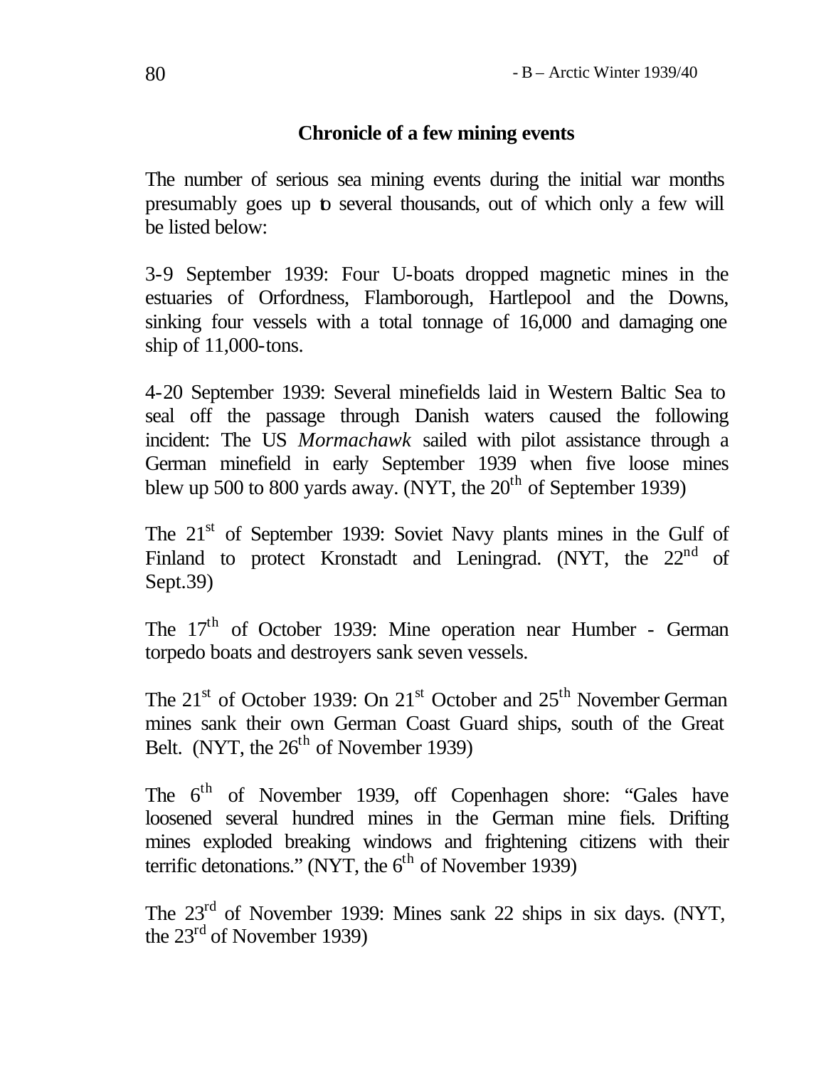## Chronicle of a few mining events

The number of serious sea mining events during the initial war months presumably goes up to several thousands, out of which only a few will be listed below:

3-9 September 1939: Four U-boats dropped magnetic mines in the estuaries of Orfordness, Flamborough, Hartlepool and the Downs, sinking four vessels with a total tonnage of 16,000 and damaging one ship of 11,000-tons.

4-20 September 1939: Several minefields laid in Western Baltic Sea to seal off the passage through Danish waters caused the following incident: The US *Mormachawk* sailed with pilot assistance through a German minefield in early September 1939 when five loose mines blew up 500 to 800 yards away. (NYT, the 20th of September 1939)

The 21st of September 1939: Soviet Navy plants mines in the Gulf of Finland to protect Kronstadt and Leningrad. (NYT, the 22nd of Sept.39)

The 17th of October 1939: Mine operation near Humber - German torpedo boats and destroyers sank seven vessels.

The 21st of October 1939: On 21st October and 25th November German mines sank their own German Coast Guard ships, south of the Great Belt. (NYT, the 26th of November 1939)

The 6th of November 1939, off Copenhagen shore: "Gales have loosened several hundred mines in the German mine fiels. Drifting mines exploded breaking windows and frightening citizens with their terrific detonations." (NYT, the 6th of November 1939)

The 23rd of November 1939: Mines sank 22 ships in six days. (NYT, the 23rd of November 1939)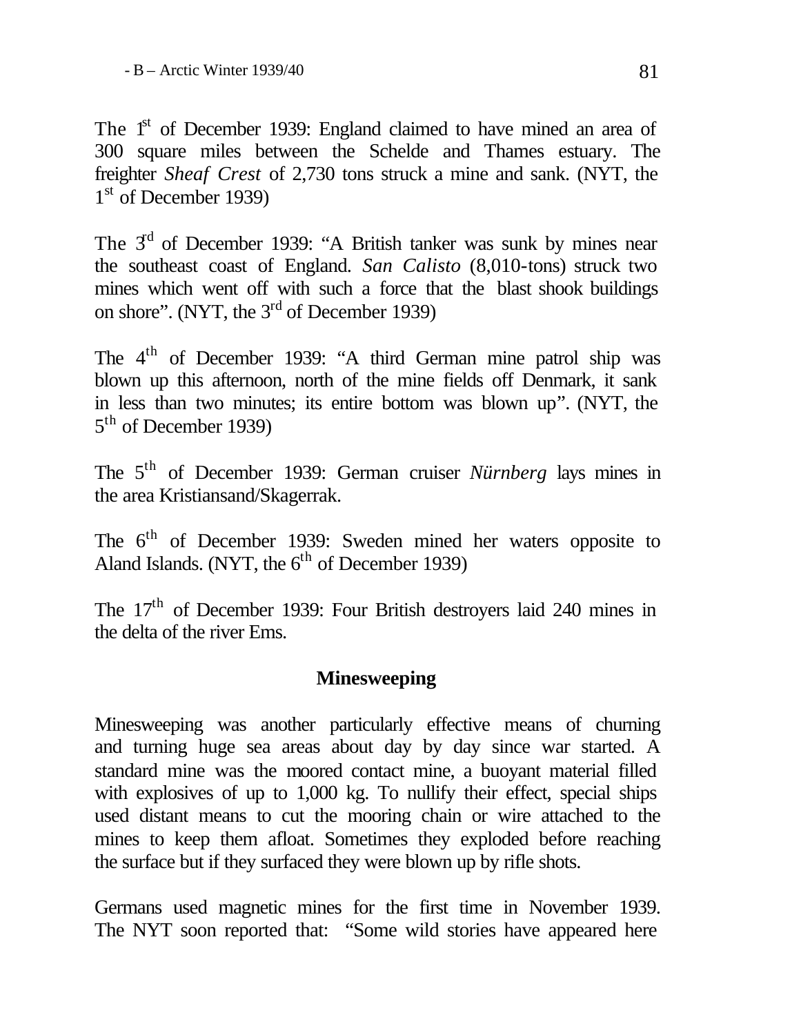The 1st of December 1939: England claimed to have mined an area of 300 square miles between the Schelde and Thames estuary. The freighter *Sheaf Crest* of 2,730 tons struck a mine and sank. (NYT, the 1st of December 1939)

The 3rd of December 1939: "A British tanker was sunk by mines near the southeast coast of England. *San Calisto* (8,010-tons) struck two mines which went off with such a force that the blast shook buildings on shore". (NYT, the 3rd of December 1939)

The 4th of December 1939: "A third German mine patrol ship was blown up this afternoon, north of the mine fields off Denmark, it sank in less than two minutes; its entire bottom was blown up". (NYT, the 5th of December 1939)

The 5th of December 1939: German cruiser *Nürnberg* lays mines in the area Kristiansand/Skagerrak.

The 6th of December 1939: Sweden mined her waters opposite to Aland Islands. (NYT, the 6th of December 1939)

The 17th of December 1939: Four British destroyers laid 240 mines in the delta of the river Ems.

## Minesweeping

Minesweeping was another particularly effective means of churning and turning huge sea areas about day by day since war started. A standard mine was the moored contact mine, a buoyant material filled with explosives of up to 1,000 kg. To nullify their effect, special ships used distant means to cut the mooring chain or wire attached to the mines to keep them afloat. Sometimes they exploded before reaching the surface but if they surfaced they were blown up by rifle shots.

Germans used magnetic mines for the first time in November 1939. The NYT soon reported that: "Some wild stories have appeared here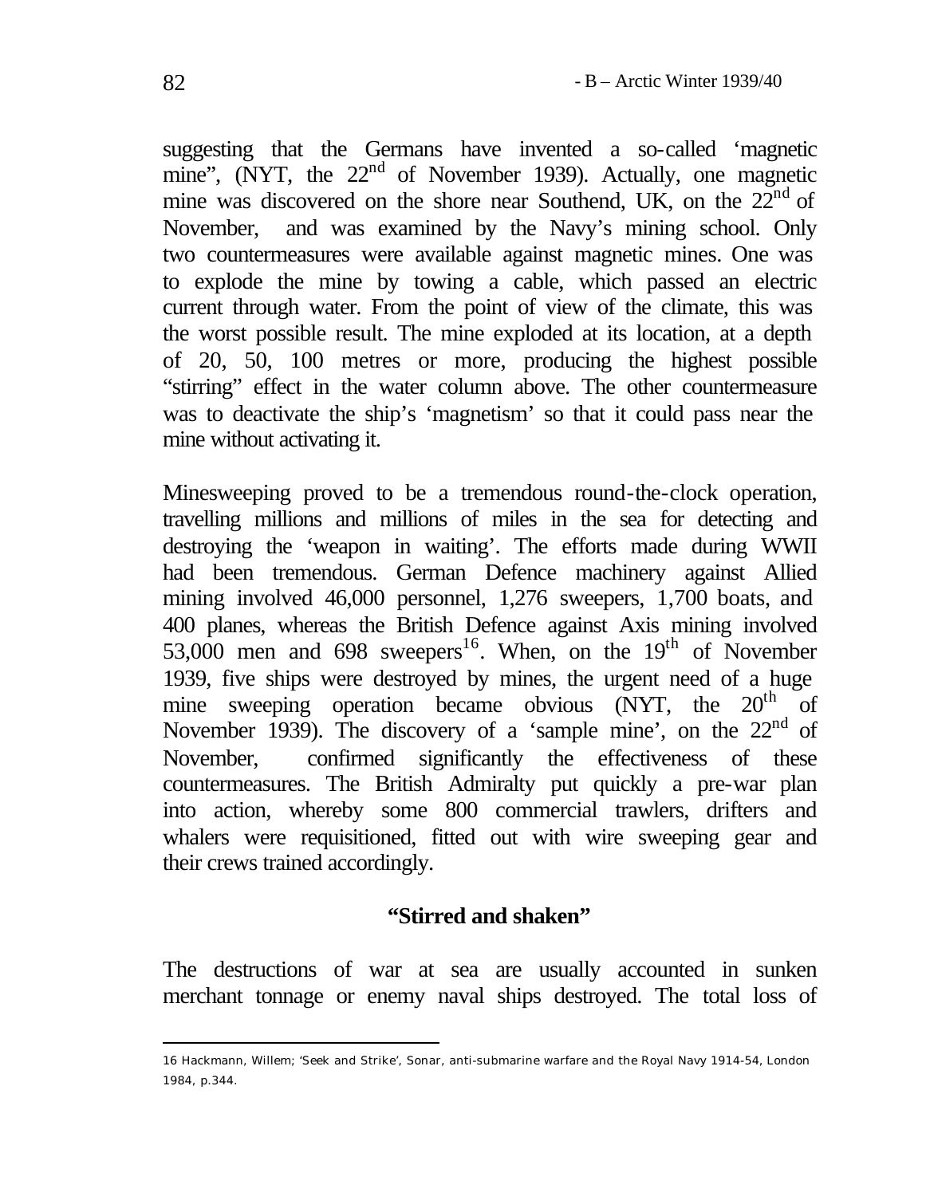suggesting that the Germans have invented a so-called 'magnetic mine", (NYT, the 22nd of November 1939). Actually, one magnetic mine was discovered on the shore near Southend, UK, on the 22nd of November, and was examined by the Navy's mining school. Only two countermeasures were available against magnetic mines. One was to explode the mine by towing a cable, which passed an electric current through water. From the point of view of the climate, this was the worst possible result. The mine exploded at its location, at a depth of 20, 50, 100 metres or more, producing the highest possible "stirring" effect in the water column above. The other countermeasure was to deactivate the ship's 'magnetism' so that it could pass near the mine without activating it.

Minesweeping proved to be a tremendous round-the-clock operation, travelling millions and millions of miles in the sea for detecting and destroying the 'weapon in waiting'. The efforts made during WWII had been tremendous. German Defence machinery against Allied mining involved 46,000 personnel, 1,276 sweepers, 1,700 boats, and 400 planes, whereas the British Defence against Axis mining involved 53,000 men and 698 sweepers[16]. When, on the 19th of November 1939, five ships were destroyed by mines, the urgent need of a huge mine sweeping operation became obvious (NYT, the 20th of November 1939). The discovery of a 'sample mine', on the 22nd of November, confirmed significantly the effectiveness of these countermeasures. The British Admiralty put quickly a pre-war plan into action, whereby some 800 commercial trawlers, drifters and whalers were requisitioned, fitted out with wire sweeping gear and their crews trained accordingly.

## "Stirred and shaken"

The destructions of war at sea are usually accounted in sunken merchant tonnage or enemy naval ships destroyed. The total loss of

---

16 Hackmann, Willem; 'Seek and Strike', Sonar, anti-submarine warfare and the Royal Navy 1914-54, London 1984, p.344.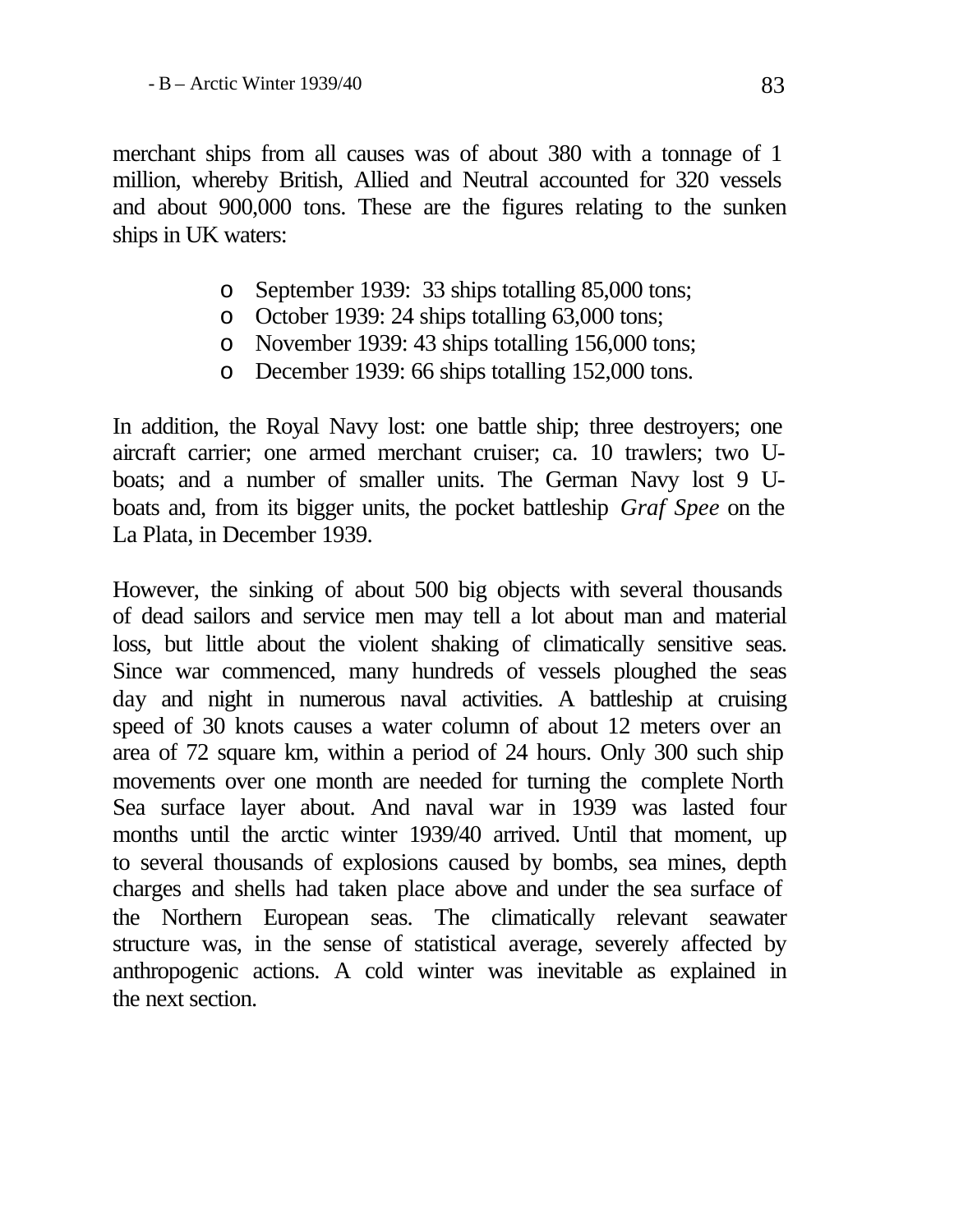merchant ships from all causes was of about 380 with a tonnage of 1 million, whereby British, Allied and Neutral accounted for 320 vessels and about 900,000 tons. These are the figures relating to the sunken ships in UK waters:

- September 1939: 33 ships totalling 85,000 tons;
- October 1939: 24 ships totalling 63,000 tons;
- November 1939: 43 ships totalling 156,000 tons;
- December 1939: 66 ships totalling 152,000 tons.

In addition, the Royal Navy lost: one battle ship; three destroyers; one aircraft carrier; one armed merchant cruiser; ca. 10 trawlers; two U-boats; and a number of smaller units. The German Navy lost 9 U-boats and, from its bigger units, the pocket battleship *Graf Spee* on the La Plata, in December 1939.

However, the sinking of about 500 big objects with several thousands of dead sailors and service men may tell a lot about man and material loss, but little about the violent shaking of climatically sensitive seas. Since war commenced, many hundreds of vessels ploughed the seas day and night in numerous naval activities. A battleship at cruising speed of 30 knots causes a water column of about 12 meters over an area of 72 square km, within a period of 24 hours. Only 300 such ship movements over one month are needed for turning the complete North Sea surface layer about. And naval war in 1939 was lasted four months until the arctic winter 1939/40 arrived. Until that moment, up to several thousands of explosions caused by bombs, sea mines, depth charges and shells had taken place above and under the sea surface of the Northern European seas. The climatically relevant seawater structure was, in the sense of statistical average, severely affected by anthropogenic actions. A cold winter was inevitable as explained in the next section.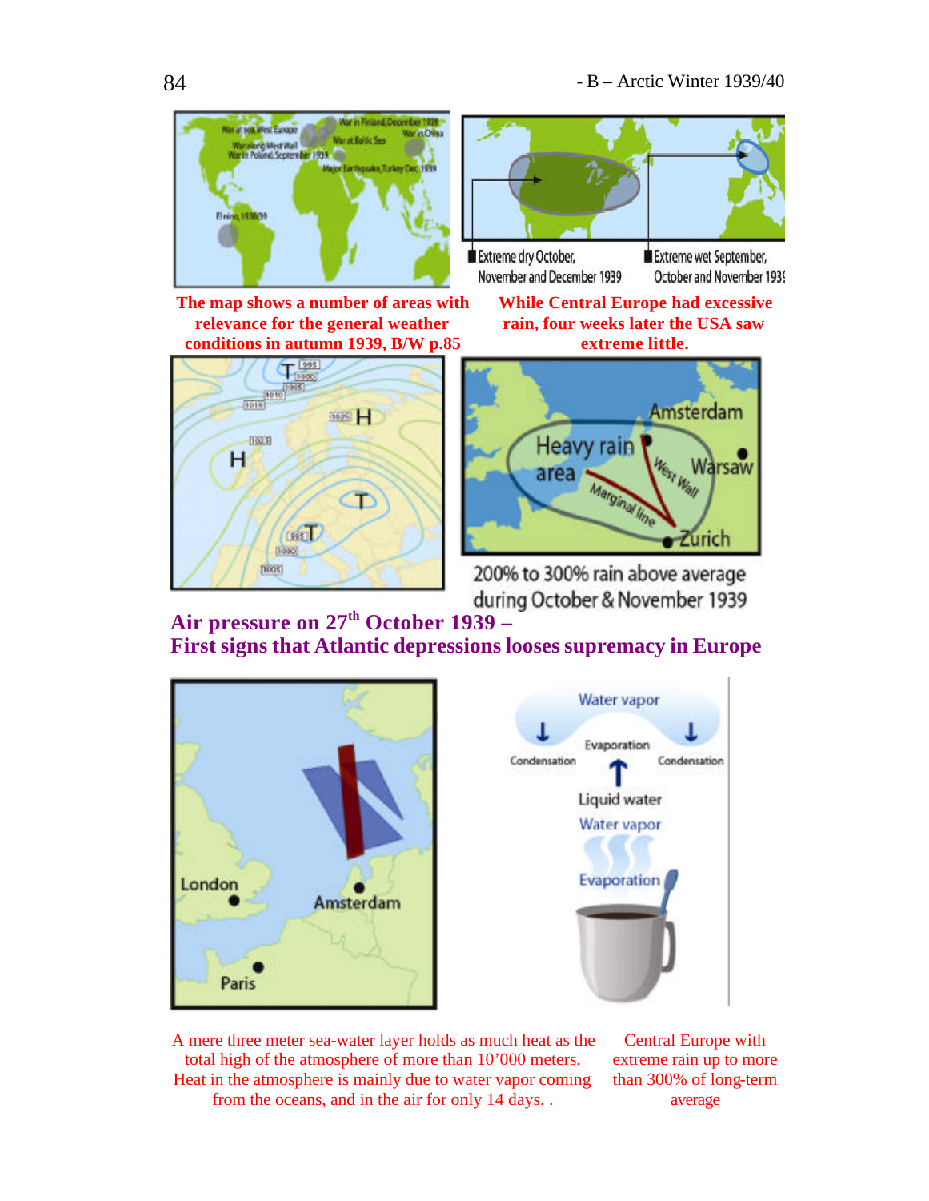War at sea West Europe
War along West Wall
War in Poland, September 1939
War in Finland, December 1939
War in China
War at Baltic Sea
Major Earthquake, Turkey Dec. 1939
El nino, 1938/39

Extreme dry October, November and December 1939

Extreme wet September, October and November 1939

**The map shows a number of areas with relevance for the general weather conditions in autumn 1939, B/W p.85**

**While Central Europe had excessive rain, four weeks later the USA saw extreme little.**

T
H
H
T
T
995
1000
1005
1010
1015
1025
1025
995
1000
1005

Heavy rain area
Amsterdam
Warsaw
West Wall
Marginal line
Zurich

200% to 300% rain above average during October & November 1939

**Air pressure on 27th October 1939 –**
**First signs that Atlantic depressions looses supremacy in Europe**

London
Amsterdam
Paris

Water vapor
Condensation
Evaporation
Condensation
Liquid water
Water vapor
Evaporation

A mere three meter sea-water layer holds as much heat as the total high of the atmosphere of more than 10'000 meters. Heat in the atmosphere is mainly due to water vapor coming from the oceans, and in the air for only 14 days. .

Central Europe with extreme rain up to more than 300% of long-term average